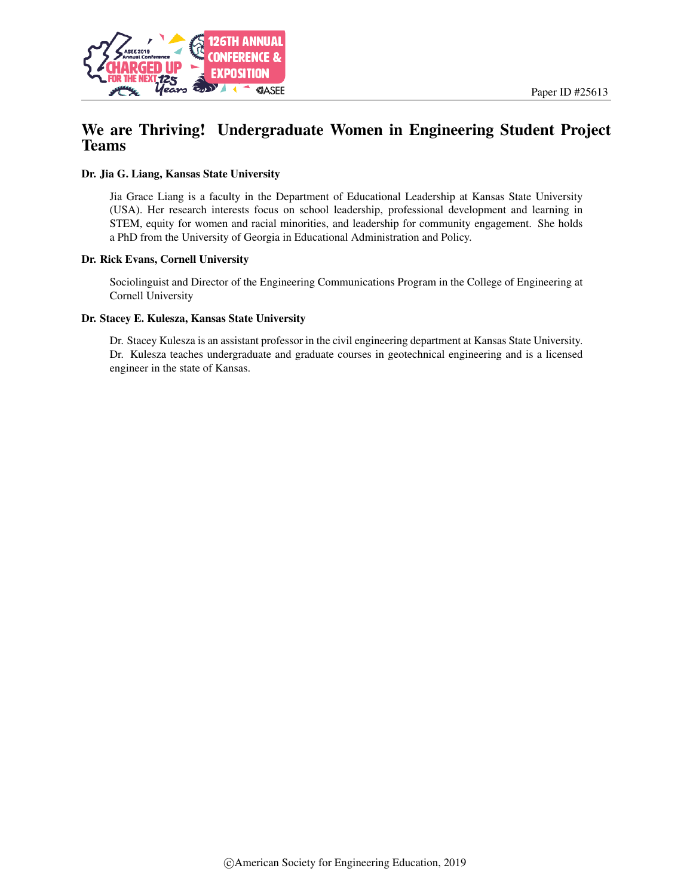Paper ID #25613

# We are Thriving! Undergraduate Women in Engineering Student Project Teams

**Dr. Jia G. Liang, Kansas State University**

Jia Grace Liang is a faculty in the Department of Educational Leadership at Kansas State University (USA). Her research interests focus on school leadership, professional development and learning in STEM, equity for women and racial minorities, and leadership for community engagement. She holds a PhD from the University of Georgia in Educational Administration and Policy.

**Dr. Rick Evans, Cornell University**

Sociolinguist and Director of the Engineering Communications Program in the College of Engineering at Cornell University

**Dr. Stacey E. Kulesza, Kansas State University**

Dr. Stacey Kulesza is an assistant professor in the civil engineering department at Kansas State University. Dr. Kulesza teaches undergraduate and graduate courses in geotechnical engineering and is a licensed engineer in the state of Kansas.

©American Society for Engineering Education, 2019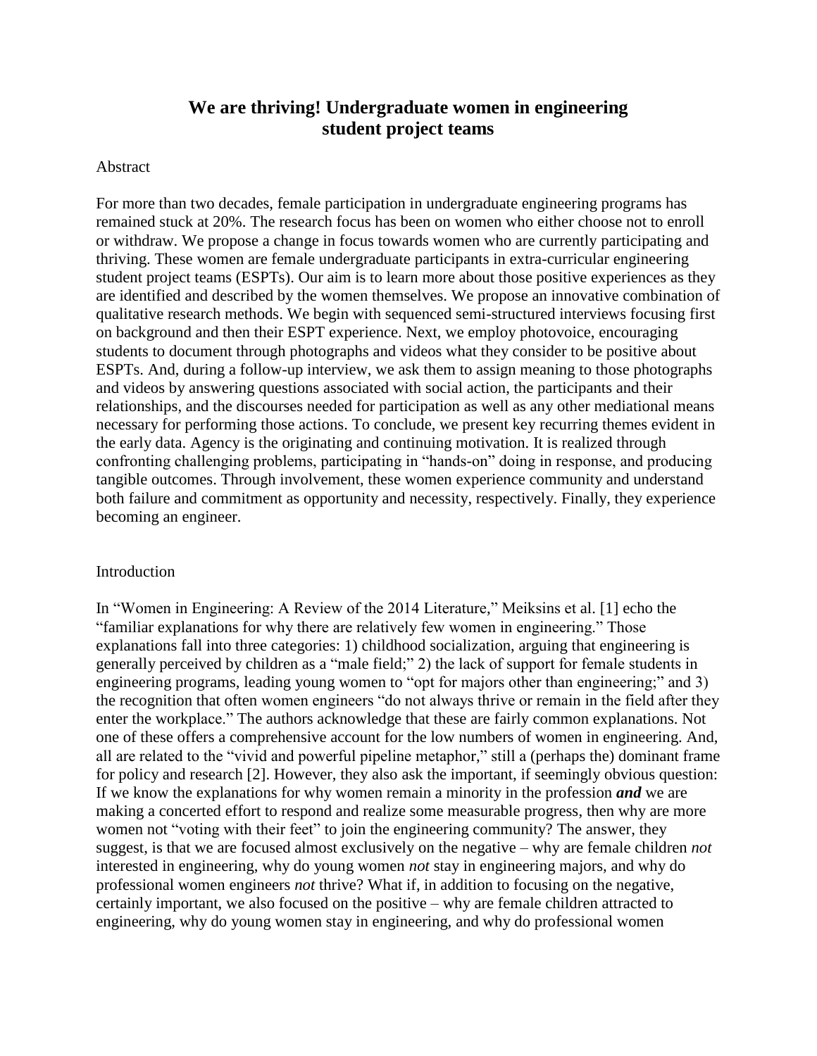# We are thriving! Undergraduate women in engineering student project teams

## Abstract

For more than two decades, female participation in undergraduate engineering programs has remained stuck at 20%. The research focus has been on women who either choose not to enroll or withdraw. We propose a change in focus towards women who are currently participating and thriving. These women are female undergraduate participants in extra-curricular engineering student project teams (ESPTs). Our aim is to learn more about those positive experiences as they are identified and described by the women themselves. We propose an innovative combination of qualitative research methods. We begin with sequenced semi-structured interviews focusing first on background and then their ESPT experience. Next, we employ photovoice, encouraging students to document through photographs and videos what they consider to be positive about ESPTs. And, during a follow-up interview, we ask them to assign meaning to those photographs and videos by answering questions associated with social action, the participants and their relationships, and the discourses needed for participation as well as any other mediational means necessary for performing those actions. To conclude, we present key recurring themes evident in the early data. Agency is the originating and continuing motivation. It is realized through confronting challenging problems, participating in "hands-on" doing in response, and producing tangible outcomes. Through involvement, these women experience community and understand both failure and commitment as opportunity and necessity, respectively. Finally, they experience becoming an engineer.

## Introduction

In "Women in Engineering: A Review of the 2014 Literature," Meiksins et al. [1] echo the "familiar explanations for why there are relatively few women in engineering." Those explanations fall into three categories: 1) childhood socialization, arguing that engineering is generally perceived by children as a "male field;" 2) the lack of support for female students in engineering programs, leading young women to "opt for majors other than engineering;" and 3) the recognition that often women engineers "do not always thrive or remain in the field after they enter the workplace." The authors acknowledge that these are fairly common explanations. Not one of these offers a comprehensive account for the low numbers of women in engineering. And, all are related to the "vivid and powerful pipeline metaphor," still a (perhaps the) dominant frame for policy and research [2]. However, they also ask the important, if seemingly obvious question: If we know the explanations for why women remain a minority in the profession ***and*** we are making a concerted effort to respond and realize some measurable progress, then why are more women not "voting with their feet" to join the engineering community? The answer, they suggest, is that we are focused almost exclusively on the negative – why are female children *not* interested in engineering, why do young women *not* stay in engineering majors, and why do professional women engineers *not* thrive? What if, in addition to focusing on the negative, certainly important, we also focused on the positive – why are female children attracted to engineering, why do young women stay in engineering, and why do professional women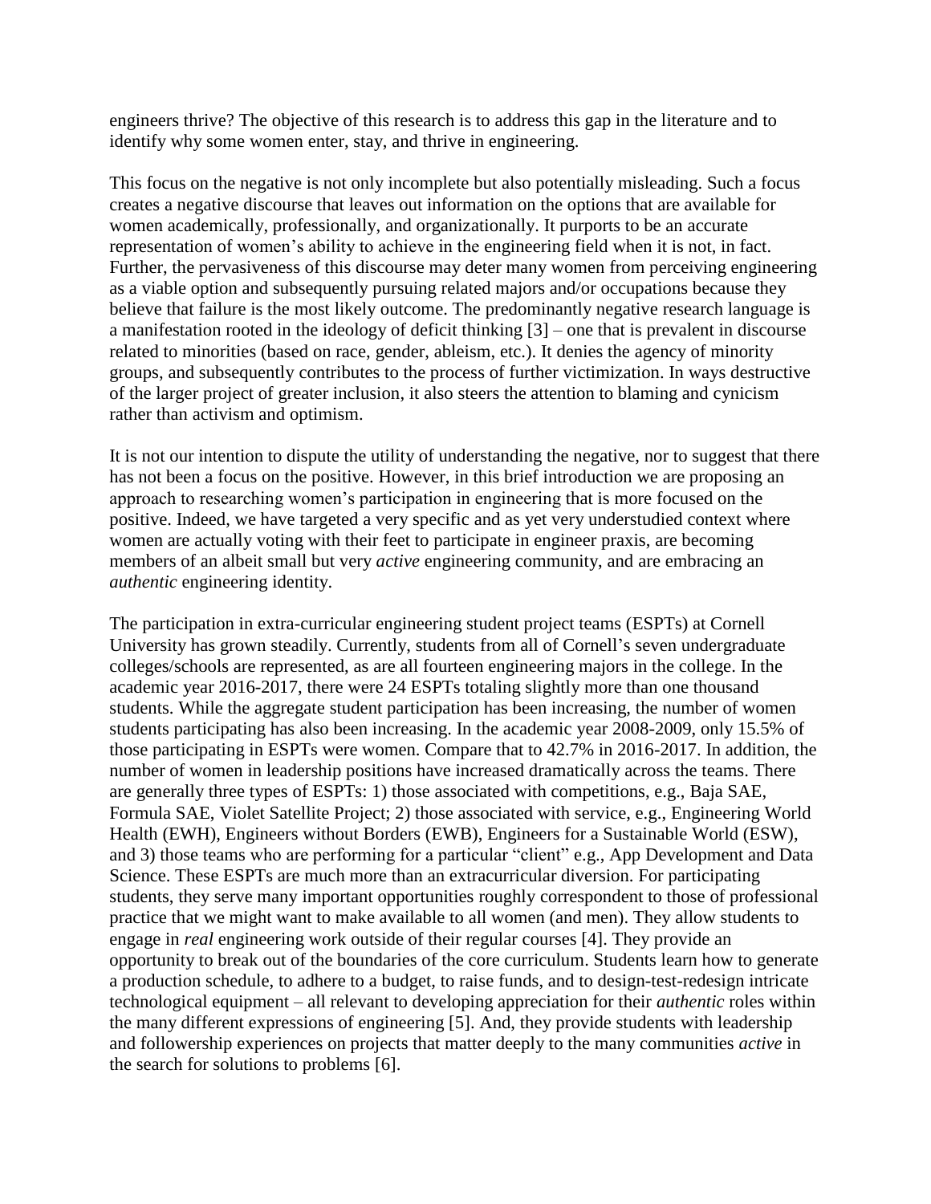engineers thrive? The objective of this research is to address this gap in the literature and to identify why some women enter, stay, and thrive in engineering.

This focus on the negative is not only incomplete but also potentially misleading. Such a focus creates a negative discourse that leaves out information on the options that are available for women academically, professionally, and organizationally. It purports to be an accurate representation of women's ability to achieve in the engineering field when it is not, in fact. Further, the pervasiveness of this discourse may deter many women from perceiving engineering as a viable option and subsequently pursuing related majors and/or occupations because they believe that failure is the most likely outcome. The predominantly negative research language is a manifestation rooted in the ideology of deficit thinking [3] – one that is prevalent in discourse related to minorities (based on race, gender, ableism, etc.). It denies the agency of minority groups, and subsequently contributes to the process of further victimization. In ways destructive of the larger project of greater inclusion, it also steers the attention to blaming and cynicism rather than activism and optimism.

It is not our intention to dispute the utility of understanding the negative, nor to suggest that there has not been a focus on the positive. However, in this brief introduction we are proposing an approach to researching women's participation in engineering that is more focused on the positive. Indeed, we have targeted a very specific and as yet very understudied context where women are actually voting with their feet to participate in engineer praxis, are becoming members of an albeit small but very *active* engineering community, and are embracing an *authentic* engineering identity.

The participation in extra-curricular engineering student project teams (ESPTs) at Cornell University has grown steadily. Currently, students from all of Cornell's seven undergraduate colleges/schools are represented, as are all fourteen engineering majors in the college. In the academic year 2016-2017, there were 24 ESPTs totaling slightly more than one thousand students. While the aggregate student participation has been increasing, the number of women students participating has also been increasing. In the academic year 2008-2009, only 15.5% of those participating in ESPTs were women. Compare that to 42.7% in 2016-2017. In addition, the number of women in leadership positions have increased dramatically across the teams. There are generally three types of ESPTs: 1) those associated with competitions, e.g., Baja SAE, Formula SAE, Violet Satellite Project; 2) those associated with service, e.g., Engineering World Health (EWH), Engineers without Borders (EWB), Engineers for a Sustainable World (ESW), and 3) those teams who are performing for a particular "client" e.g., App Development and Data Science. These ESPTs are much more than an extracurricular diversion. For participating students, they serve many important opportunities roughly correspondent to those of professional practice that we might want to make available to all women (and men). They allow students to engage in *real* engineering work outside of their regular courses [4]. They provide an opportunity to break out of the boundaries of the core curriculum. Students learn how to generate a production schedule, to adhere to a budget, to raise funds, and to design-test-redesign intricate technological equipment – all relevant to developing appreciation for their *authentic* roles within the many different expressions of engineering [5]. And, they provide students with leadership and followership experiences on projects that matter deeply to the many communities *active* in the search for solutions to problems [6].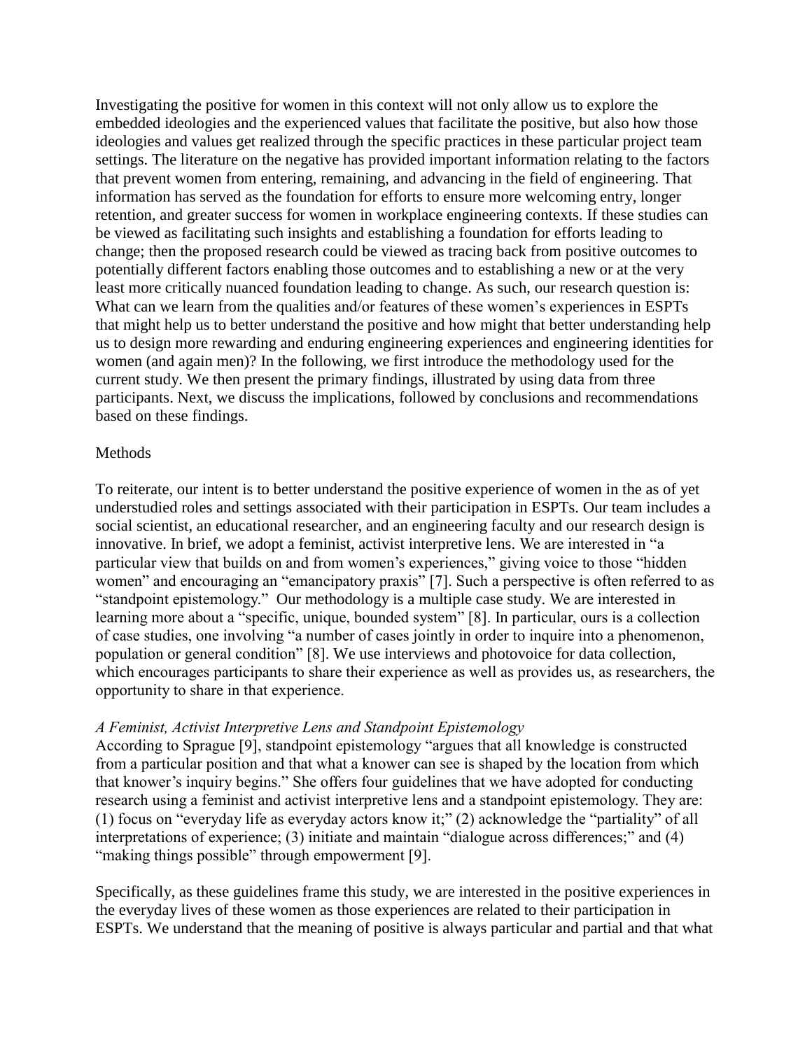Investigating the positive for women in this context will not only allow us to explore the embedded ideologies and the experienced values that facilitate the positive, but also how those ideologies and values get realized through the specific practices in these particular project team settings. The literature on the negative has provided important information relating to the factors that prevent women from entering, remaining, and advancing in the field of engineering. That information has served as the foundation for efforts to ensure more welcoming entry, longer retention, and greater success for women in workplace engineering contexts. If these studies can be viewed as facilitating such insights and establishing a foundation for efforts leading to change; then the proposed research could be viewed as tracing back from positive outcomes to potentially different factors enabling those outcomes and to establishing a new or at the very least more critically nuanced foundation leading to change. As such, our research question is: What can we learn from the qualities and/or features of these women's experiences in ESPTs that might help us to better understand the positive and how might that better understanding help us to design more rewarding and enduring engineering experiences and engineering identities for women (and again men)? In the following, we first introduce the methodology used for the current study. We then present the primary findings, illustrated by using data from three participants. Next, we discuss the implications, followed by conclusions and recommendations based on these findings.

## Methods

To reiterate, our intent is to better understand the positive experience of women in the as of yet understudied roles and settings associated with their participation in ESPTs. Our team includes a social scientist, an educational researcher, and an engineering faculty and our research design is innovative. In brief, we adopt a feminist, activist interpretive lens. We are interested in "a particular view that builds on and from women's experiences," giving voice to those "hidden women" and encouraging an "emancipatory praxis" [7]. Such a perspective is often referred to as "standpoint epistemology." Our methodology is a multiple case study. We are interested in learning more about a "specific, unique, bounded system" [8]. In particular, ours is a collection of case studies, one involving "a number of cases jointly in order to inquire into a phenomenon, population or general condition" [8]. We use interviews and photovoice for data collection, which encourages participants to share their experience as well as provides us, as researchers, the opportunity to share in that experience.

### *A Feminist, Activist Interpretive Lens and Standpoint Epistemology*

According to Sprague [9], standpoint epistemology "argues that all knowledge is constructed from a particular position and that what a knower can see is shaped by the location from which that knower's inquiry begins." She offers four guidelines that we have adopted for conducting research using a feminist and activist interpretive lens and a standpoint epistemology. They are: (1) focus on "everyday life as everyday actors know it;" (2) acknowledge the "partiality" of all interpretations of experience; (3) initiate and maintain "dialogue across differences;" and (4) "making things possible" through empowerment [9].

Specifically, as these guidelines frame this study, we are interested in the positive experiences in the everyday lives of these women as those experiences are related to their participation in ESPTs. We understand that the meaning of positive is always particular and partial and that what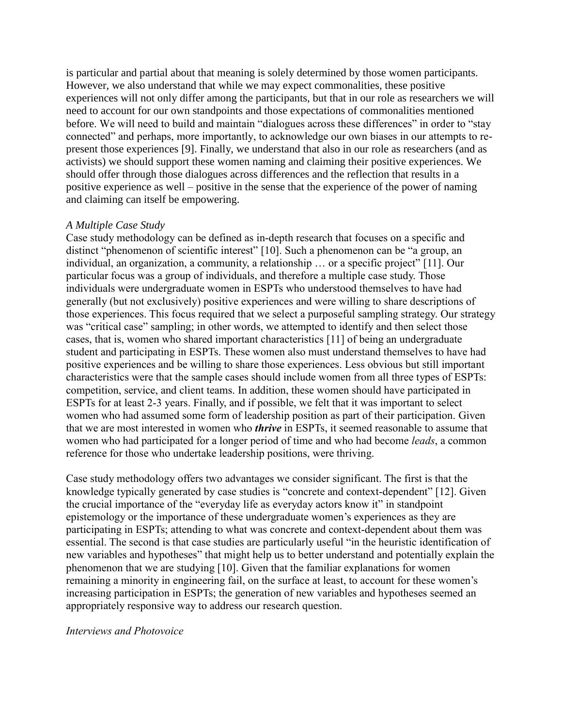is particular and partial about that meaning is solely determined by those women participants. However, we also understand that while we may expect commonalities, these positive experiences will not only differ among the participants, but that in our role as researchers we will need to account for our own standpoints and those expectations of commonalities mentioned before. We will need to build and maintain "dialogues across these differences" in order to "stay connected" and perhaps, more importantly, to acknowledge our own biases in our attempts to re-present those experiences [9]. Finally, we understand that also in our role as researchers (and as activists) we should support these women naming and claiming their positive experiences. We should offer through those dialogues across differences and the reflection that results in a positive experience as well – positive in the sense that the experience of the power of naming and claiming can itself be empowering.

### *A Multiple Case Study*

Case study methodology can be defined as in-depth research that focuses on a specific and distinct "phenomenon of scientific interest" [10]. Such a phenomenon can be "a group, an individual, an organization, a community, a relationship … or a specific project" [11]. Our particular focus was a group of individuals, and therefore a multiple case study. Those individuals were undergraduate women in ESPTs who understood themselves to have had generally (but not exclusively) positive experiences and were willing to share descriptions of those experiences. This focus required that we select a purposeful sampling strategy. Our strategy was "critical case" sampling; in other words, we attempted to identify and then select those cases, that is, women who shared important characteristics [11] of being an undergraduate student and participating in ESPTs. These women also must understand themselves to have had positive experiences and be willing to share those experiences. Less obvious but still important characteristics were that the sample cases should include women from all three types of ESPTs: competition, service, and client teams. In addition, these women should have participated in ESPTs for at least 2-3 years. Finally, and if possible, we felt that it was important to select women who had assumed some form of leadership position as part of their participation. Given that we are most interested in women who ***thrive*** in ESPTs, it seemed reasonable to assume that women who had participated for a longer period of time and who had become *leads*, a common reference for those who undertake leadership positions, were thriving.

Case study methodology offers two advantages we consider significant. The first is that the knowledge typically generated by case studies is "concrete and context-dependent" [12]. Given the crucial importance of the "everyday life as everyday actors know it" in standpoint epistemology or the importance of these undergraduate women's experiences as they are participating in ESPTs; attending to what was concrete and context-dependent about them was essential. The second is that case studies are particularly useful "in the heuristic identification of new variables and hypotheses" that might help us to better understand and potentially explain the phenomenon that we are studying [10]. Given that the familiar explanations for women remaining a minority in engineering fail, on the surface at least, to account for these women's increasing participation in ESPTs; the generation of new variables and hypotheses seemed an appropriately responsive way to address our research question.

### *Interviews and Photovoice*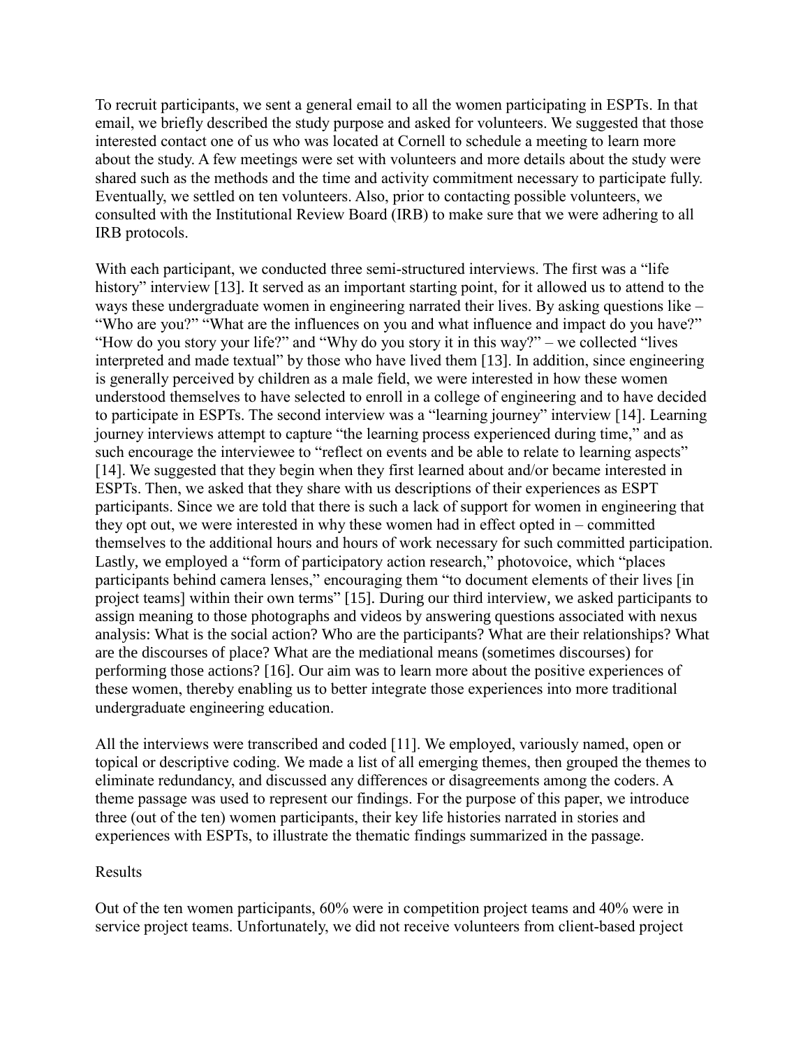To recruit participants, we sent a general email to all the women participating in ESPTs. In that email, we briefly described the study purpose and asked for volunteers. We suggested that those interested contact one of us who was located at Cornell to schedule a meeting to learn more about the study. A few meetings were set with volunteers and more details about the study were shared such as the methods and the time and activity commitment necessary to participate fully. Eventually, we settled on ten volunteers. Also, prior to contacting possible volunteers, we consulted with the Institutional Review Board (IRB) to make sure that we were adhering to all IRB protocols.

With each participant, we conducted three semi-structured interviews. The first was a "life history" interview [13]. It served as an important starting point, for it allowed us to attend to the ways these undergraduate women in engineering narrated their lives. By asking questions like – "Who are you?" "What are the influences on you and what influence and impact do you have?" "How do you story your life?" and "Why do you story it in this way?" – we collected "lives interpreted and made textual" by those who have lived them [13]. In addition, since engineering is generally perceived by children as a male field, we were interested in how these women understood themselves to have selected to enroll in a college of engineering and to have decided to participate in ESPTs. The second interview was a "learning journey" interview [14]. Learning journey interviews attempt to capture "the learning process experienced during time," and as such encourage the interviewee to "reflect on events and be able to relate to learning aspects" [14]. We suggested that they begin when they first learned about and/or became interested in ESPTs. Then, we asked that they share with us descriptions of their experiences as ESPT participants. Since we are told that there is such a lack of support for women in engineering that they opt out, we were interested in why these women had in effect opted in – committed themselves to the additional hours and hours of work necessary for such committed participation. Lastly, we employed a "form of participatory action research," photovoice, which "places participants behind camera lenses," encouraging them "to document elements of their lives [in project teams] within their own terms" [15]. During our third interview, we asked participants to assign meaning to those photographs and videos by answering questions associated with nexus analysis: What is the social action? Who are the participants? What are their relationships? What are the discourses of place? What are the mediational means (sometimes discourses) for performing those actions? [16]. Our aim was to learn more about the positive experiences of these women, thereby enabling us to better integrate those experiences into more traditional undergraduate engineering education.

All the interviews were transcribed and coded [11]. We employed, variously named, open or topical or descriptive coding. We made a list of all emerging themes, then grouped the themes to eliminate redundancy, and discussed any differences or disagreements among the coders. A theme passage was used to represent our findings. For the purpose of this paper, we introduce three (out of the ten) women participants, their key life histories narrated in stories and experiences with ESPTs, to illustrate the thematic findings summarized in the passage.

## Results

Out of the ten women participants, 60% were in competition project teams and 40% were in service project teams. Unfortunately, we did not receive volunteers from client-based project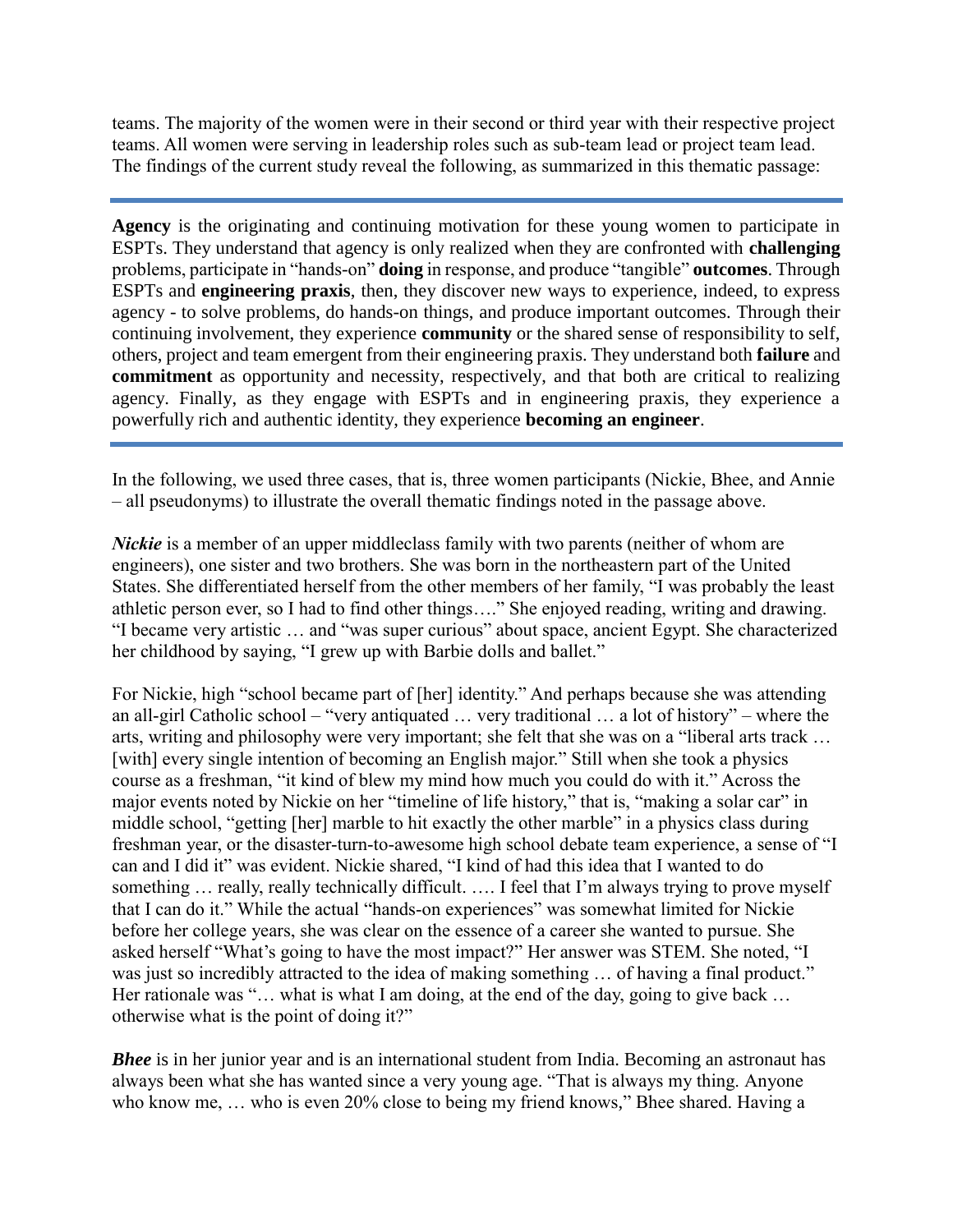teams. The majority of the women were in their second or third year with their respective project teams. All women were serving in leadership roles such as sub-team lead or project team lead. The findings of the current study reveal the following, as summarized in this thematic passage:

---

**Agency** is the originating and continuing motivation for these young women to participate in ESPTs. They understand that agency is only realized when they are confronted with **challenging** problems, participate in "hands-on" **doing** in response, and produce "tangible" **outcomes**. Through ESPTs and **engineering praxis**, then, they discover new ways to experience, indeed, to express agency - to solve problems, do hands-on things, and produce important outcomes. Through their continuing involvement, they experience **community** or the shared sense of responsibility to self, others, project and team emergent from their engineering praxis. They understand both **failure** and **commitment** as opportunity and necessity, respectively, and that both are critical to realizing agency. Finally, as they engage with ESPTs and in engineering praxis, they experience a powerfully rich and authentic identity, they experience **becoming an engineer**.

---

In the following, we used three cases, that is, three women participants (Nickie, Bhee, and Annie – all pseudonyms) to illustrate the overall thematic findings noted in the passage above.

***Nickie*** is a member of an upper middleclass family with two parents (neither of whom are engineers), one sister and two brothers. She was born in the northeastern part of the United States. She differentiated herself from the other members of her family, "I was probably the least athletic person ever, so I had to find other things…." She enjoyed reading, writing and drawing. "I became very artistic … and "was super curious" about space, ancient Egypt. She characterized her childhood by saying, "I grew up with Barbie dolls and ballet."

For Nickie, high "school became part of [her] identity." And perhaps because she was attending an all-girl Catholic school – "very antiquated … very traditional … a lot of history" – where the arts, writing and philosophy were very important; she felt that she was on a "liberal arts track … [with] every single intention of becoming an English major." Still when she took a physics course as a freshman, "it kind of blew my mind how much you could do with it." Across the major events noted by Nickie on her "timeline of life history," that is, "making a solar car" in middle school, "getting [her] marble to hit exactly the other marble" in a physics class during freshman year, or the disaster-turn-to-awesome high school debate team experience, a sense of "I can and I did it" was evident. Nickie shared, "I kind of had this idea that I wanted to do something … really, really technically difficult. …. I feel that I'm always trying to prove myself that I can do it." While the actual "hands-on experiences" was somewhat limited for Nickie before her college years, she was clear on the essence of a career she wanted to pursue. She asked herself "What's going to have the most impact?" Her answer was STEM. She noted, "I was just so incredibly attracted to the idea of making something … of having a final product." Her rationale was "… what is what I am doing, at the end of the day, going to give back … otherwise what is the point of doing it?"

***Bhee*** is in her junior year and is an international student from India. Becoming an astronaut has always been what she has wanted since a very young age. "That is always my thing. Anyone who know me, … who is even 20% close to being my friend knows," Bhee shared. Having a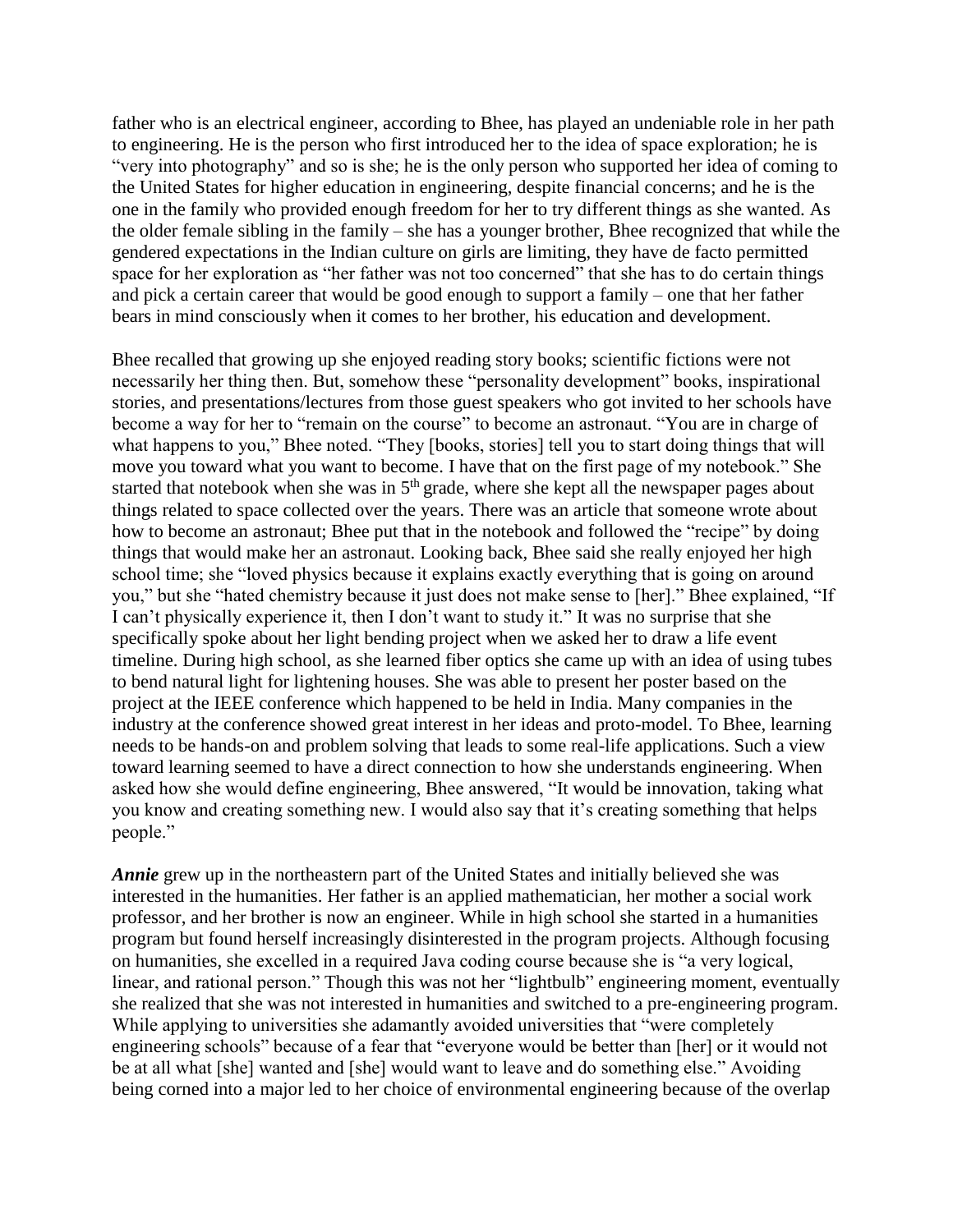father who is an electrical engineer, according to Bhee, has played an undeniable role in her path to engineering. He is the person who first introduced her to the idea of space exploration; he is "very into photography" and so is she; he is the only person who supported her idea of coming to the United States for higher education in engineering, despite financial concerns; and he is the one in the family who provided enough freedom for her to try different things as she wanted. As the older female sibling in the family – she has a younger brother, Bhee recognized that while the gendered expectations in the Indian culture on girls are limiting, they have de facto permitted space for her exploration as "her father was not too concerned" that she has to do certain things and pick a certain career that would be good enough to support a family – one that her father bears in mind consciously when it comes to her brother, his education and development.

Bhee recalled that growing up she enjoyed reading story books; scientific fictions were not necessarily her thing then. But, somehow these "personality development" books, inspirational stories, and presentations/lectures from those guest speakers who got invited to her schools have become a way for her to "remain on the course" to become an astronaut. "You are in charge of what happens to you," Bhee noted. "They [books, stories] tell you to start doing things that will move you toward what you want to become. I have that on the first page of my notebook." She started that notebook when she was in 5th grade, where she kept all the newspaper pages about things related to space collected over the years. There was an article that someone wrote about how to become an astronaut; Bhee put that in the notebook and followed the "recipe" by doing things that would make her an astronaut. Looking back, Bhee said she really enjoyed her high school time; she "loved physics because it explains exactly everything that is going on around you," but she "hated chemistry because it just does not make sense to [her]." Bhee explained, "If I can't physically experience it, then I don't want to study it." It was no surprise that she specifically spoke about her light bending project when we asked her to draw a life event timeline. During high school, as she learned fiber optics she came up with an idea of using tubes to bend natural light for lightening houses. She was able to present her poster based on the project at the IEEE conference which happened to be held in India. Many companies in the industry at the conference showed great interest in her ideas and proto-model. To Bhee, learning needs to be hands-on and problem solving that leads to some real-life applications. Such a view toward learning seemed to have a direct connection to how she understands engineering. When asked how she would define engineering, Bhee answered, "It would be innovation, taking what you know and creating something new. I would also say that it's creating something that helps people."

***Annie*** grew up in the northeastern part of the United States and initially believed she was interested in the humanities. Her father is an applied mathematician, her mother a social work professor, and her brother is now an engineer. While in high school she started in a humanities program but found herself increasingly disinterested in the program projects. Although focusing on humanities, she excelled in a required Java coding course because she is "a very logical, linear, and rational person." Though this was not her "lightbulb" engineering moment, eventually she realized that she was not interested in humanities and switched to a pre-engineering program. While applying to universities she adamantly avoided universities that "were completely engineering schools" because of a fear that "everyone would be better than [her] or it would not be at all what [she] wanted and [she] would want to leave and do something else." Avoiding being corned into a major led to her choice of environmental engineering because of the overlap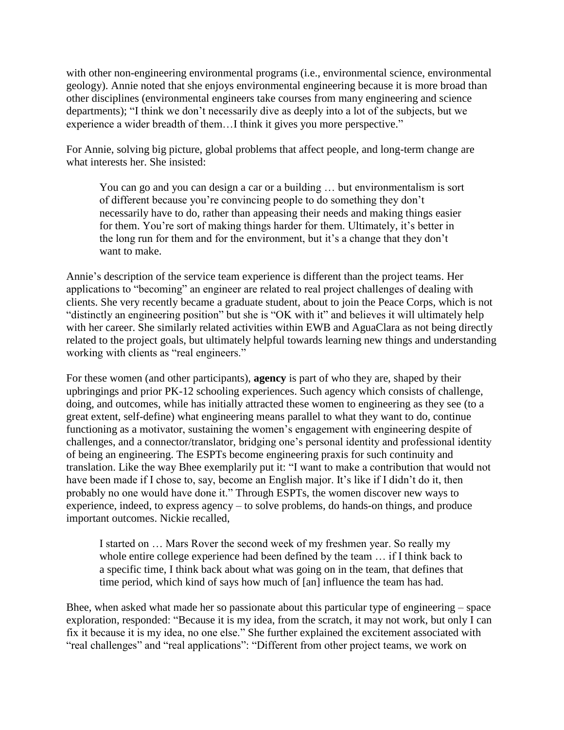with other non-engineering environmental programs (i.e., environmental science, environmental geology). Annie noted that she enjoys environmental engineering because it is more broad than other disciplines (environmental engineers take courses from many engineering and science departments); "I think we don't necessarily dive as deeply into a lot of the subjects, but we experience a wider breadth of them…I think it gives you more perspective."

For Annie, solving big picture, global problems that affect people, and long-term change are what interests her. She insisted:

> You can go and you can design a car or a building … but environmentalism is sort of different because you're convincing people to do something they don't necessarily have to do, rather than appeasing their needs and making things easier for them. You're sort of making things harder for them. Ultimately, it's better in the long run for them and for the environment, but it's a change that they don't want to make.

Annie's description of the service team experience is different than the project teams. Her applications to "becoming" an engineer are related to real project challenges of dealing with clients. She very recently became a graduate student, about to join the Peace Corps, which is not "distinctly an engineering position" but she is "OK with it" and believes it will ultimately help with her career. She similarly related activities within EWB and AguaClara as not being directly related to the project goals, but ultimately helpful towards learning new things and understanding working with clients as "real engineers."

For these women (and other participants), **agency** is part of who they are, shaped by their upbringings and prior PK-12 schooling experiences. Such agency which consists of challenge, doing, and outcomes, while has initially attracted these women to engineering as they see (to a great extent, self-define) what engineering means parallel to what they want to do, continue functioning as a motivator, sustaining the women's engagement with engineering despite of challenges, and a connector/translator, bridging one's personal identity and professional identity of being an engineering. The ESPTs become engineering praxis for such continuity and translation. Like the way Bhee exemplarily put it: "I want to make a contribution that would not have been made if I chose to, say, become an English major. It's like if I didn't do it, then probably no one would have done it." Through ESPTs, the women discover new ways to experience, indeed, to express agency – to solve problems, do hands-on things, and produce important outcomes. Nickie recalled,

> I started on … Mars Rover the second week of my freshmen year. So really my whole entire college experience had been defined by the team … if I think back to a specific time, I think back about what was going on in the team, that defines that time period, which kind of says how much of [an] influence the team has had.

Bhee, when asked what made her so passionate about this particular type of engineering – space exploration, responded: "Because it is my idea, from the scratch, it may not work, but only I can fix it because it is my idea, no one else." She further explained the excitement associated with "real challenges" and "real applications": "Different from other project teams, we work on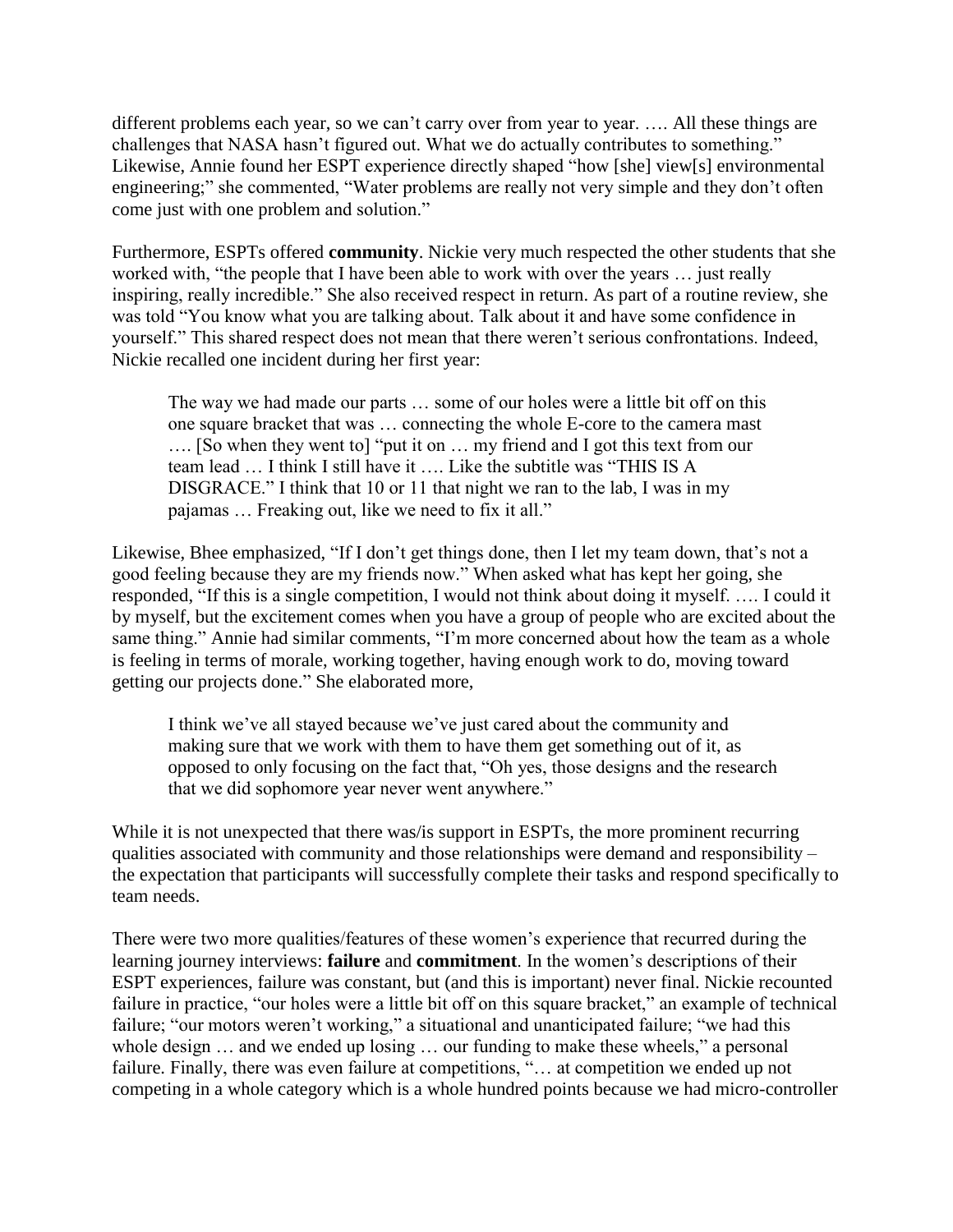different problems each year, so we can't carry over from year to year. …. All these things are challenges that NASA hasn't figured out. What we do actually contributes to something." Likewise, Annie found her ESPT experience directly shaped "how [she] view[s] environmental engineering;" she commented, "Water problems are really not very simple and they don't often come just with one problem and solution."

Furthermore, ESPTs offered **community**. Nickie very much respected the other students that she worked with, "the people that I have been able to work with over the years … just really inspiring, really incredible." She also received respect in return. As part of a routine review, she was told "You know what you are talking about. Talk about it and have some confidence in yourself." This shared respect does not mean that there weren't serious confrontations. Indeed, Nickie recalled one incident during her first year:

> The way we had made our parts … some of our holes were a little bit off on this one square bracket that was … connecting the whole E-core to the camera mast …. [So when they went to] "put it on … my friend and I got this text from our team lead … I think I still have it …. Like the subtitle was "THIS IS A DISGRACE." I think that 10 or 11 that night we ran to the lab, I was in my pajamas … Freaking out, like we need to fix it all."

Likewise, Bhee emphasized, "If I don't get things done, then I let my team down, that's not a good feeling because they are my friends now." When asked what has kept her going, she responded, "If this is a single competition, I would not think about doing it myself. …. I could it by myself, but the excitement comes when you have a group of people who are excited about the same thing." Annie had similar comments, "I'm more concerned about how the team as a whole is feeling in terms of morale, working together, having enough work to do, moving toward getting our projects done." She elaborated more,

> I think we've all stayed because we've just cared about the community and making sure that we work with them to have them get something out of it, as opposed to only focusing on the fact that, "Oh yes, those designs and the research that we did sophomore year never went anywhere."

While it is not unexpected that there was/is support in ESPTs, the more prominent recurring qualities associated with community and those relationships were demand and responsibility – the expectation that participants will successfully complete their tasks and respond specifically to team needs.

There were two more qualities/features of these women's experience that recurred during the learning journey interviews: **failure** and **commitment**. In the women's descriptions of their ESPT experiences, failure was constant, but (and this is important) never final. Nickie recounted failure in practice, "our holes were a little bit off on this square bracket," an example of technical failure; "our motors weren't working," a situational and unanticipated failure; "we had this whole design … and we ended up losing … our funding to make these wheels," a personal failure. Finally, there was even failure at competitions, "… at competition we ended up not competing in a whole category which is a whole hundred points because we had micro-controller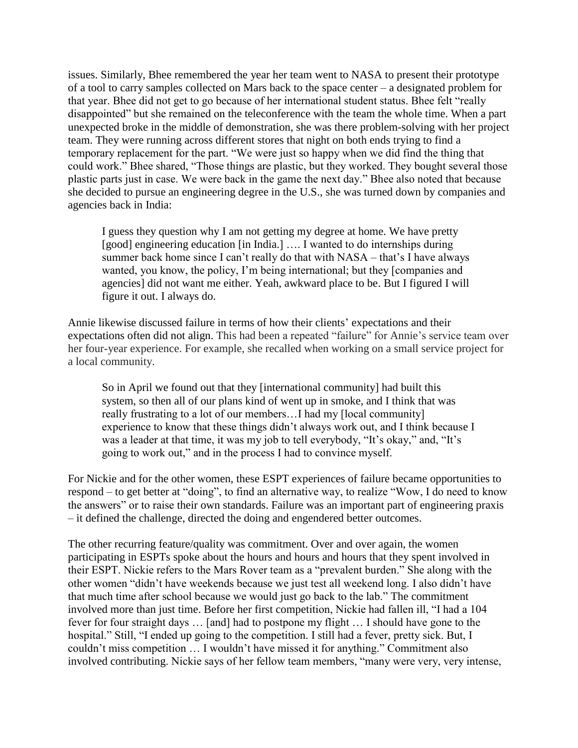issues. Similarly, Bhee remembered the year her team went to NASA to present their prototype of a tool to carry samples collected on Mars back to the space center – a designated problem for that year. Bhee did not get to go because of her international student status. Bhee felt "really disappointed" but she remained on the teleconference with the team the whole time. When a part unexpected broke in the middle of demonstration, she was there problem-solving with her project team. They were running across different stores that night on both ends trying to find a temporary replacement for the part. "We were just so happy when we did find the thing that could work." Bhee shared, "Those things are plastic, but they worked. They bought several those plastic parts just in case. We were back in the game the next day." Bhee also noted that because she decided to pursue an engineering degree in the U.S., she was turned down by companies and agencies back in India:

> I guess they question why I am not getting my degree at home. We have pretty [good] engineering education [in India.] …. I wanted to do internships during summer back home since I can't really do that with NASA – that's I have always wanted, you know, the policy, I'm being international; but they [companies and agencies] did not want me either. Yeah, awkward place to be. But I figured I will figure it out. I always do.

Annie likewise discussed failure in terms of how their clients' expectations and their expectations often did not align. This had been a repeated "failure" for Annie's service team over her four-year experience. For example, she recalled when working on a small service project for a local community.

> So in April we found out that they [international community] had built this system, so then all of our plans kind of went up in smoke, and I think that was really frustrating to a lot of our members…I had my [local community] experience to know that these things didn't always work out, and I think because I was a leader at that time, it was my job to tell everybody, "It's okay," and, "It's going to work out," and in the process I had to convince myself.

For Nickie and for the other women, these ESPT experiences of failure became opportunities to respond – to get better at "doing", to find an alternative way, to realize "Wow, I do need to know the answers" or to raise their own standards. Failure was an important part of engineering praxis – it defined the challenge, directed the doing and engendered better outcomes.

The other recurring feature/quality was commitment. Over and over again, the women participating in ESPTs spoke about the hours and hours and hours that they spent involved in their ESPT. Nickie refers to the Mars Rover team as a "prevalent burden." She along with the other women "didn't have weekends because we just test all weekend long. I also didn't have that much time after school because we would just go back to the lab." The commitment involved more than just time. Before her first competition, Nickie had fallen ill, "I had a 104 fever for four straight days … [and] had to postpone my flight … I should have gone to the hospital." Still, "I ended up going to the competition. I still had a fever, pretty sick. But, I couldn't miss competition … I wouldn't have missed it for anything." Commitment also involved contributing. Nickie says of her fellow team members, "many were very, very intense,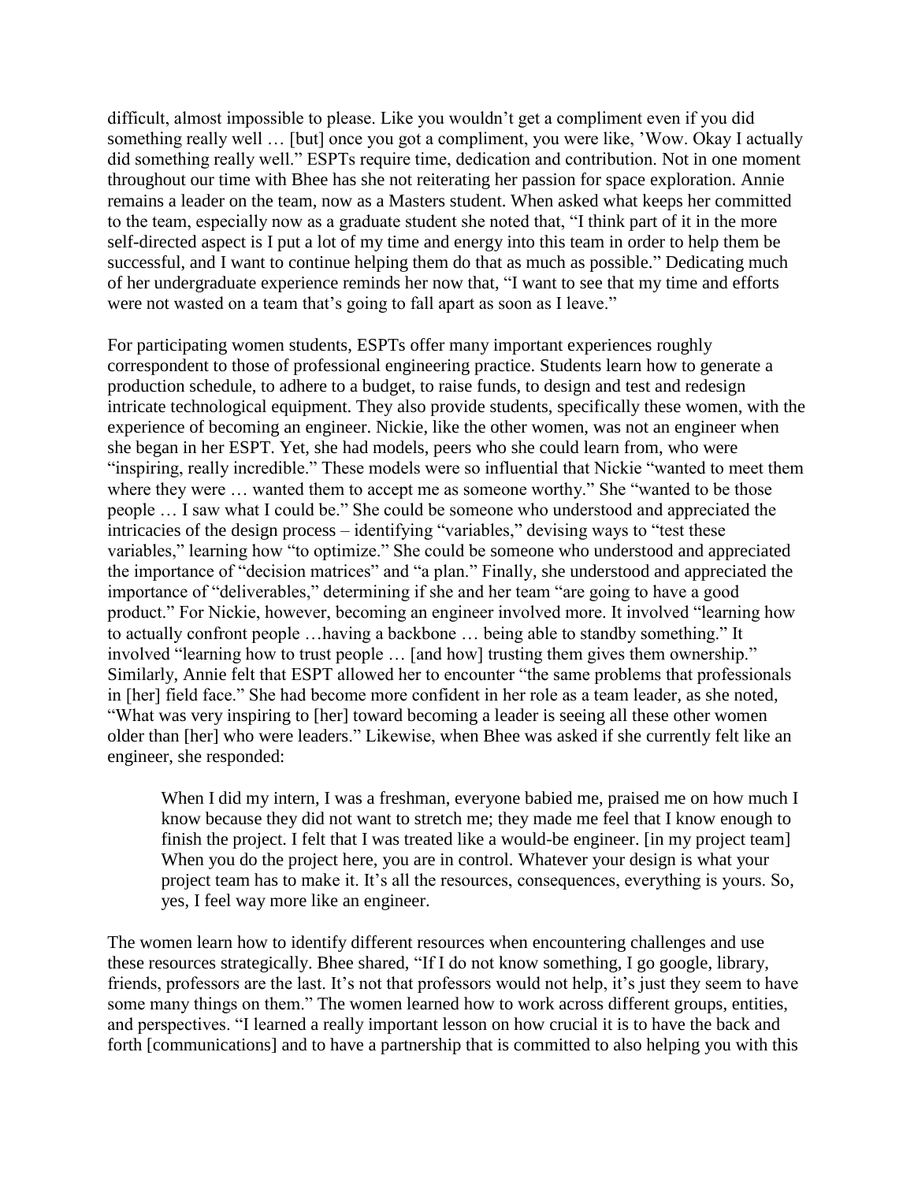difficult, almost impossible to please. Like you wouldn't get a compliment even if you did something really well … [but] once you got a compliment, you were like, 'Wow. Okay I actually did something really well." ESPTs require time, dedication and contribution. Not in one moment throughout our time with Bhee has she not reiterating her passion for space exploration. Annie remains a leader on the team, now as a Masters student. When asked what keeps her committed to the team, especially now as a graduate student she noted that, "I think part of it in the more self-directed aspect is I put a lot of my time and energy into this team in order to help them be successful, and I want to continue helping them do that as much as possible." Dedicating much of her undergraduate experience reminds her now that, "I want to see that my time and efforts were not wasted on a team that's going to fall apart as soon as I leave."

For participating women students, ESPTs offer many important experiences roughly correspondent to those of professional engineering practice. Students learn how to generate a production schedule, to adhere to a budget, to raise funds, to design and test and redesign intricate technological equipment. They also provide students, specifically these women, with the experience of becoming an engineer. Nickie, like the other women, was not an engineer when she began in her ESPT. Yet, she had models, peers who she could learn from, who were "inspiring, really incredible." These models were so influential that Nickie "wanted to meet them where they were … wanted them to accept me as someone worthy." She "wanted to be those people … I saw what I could be." She could be someone who understood and appreciated the intricacies of the design process – identifying "variables," devising ways to "test these variables," learning how "to optimize." She could be someone who understood and appreciated the importance of "decision matrices" and "a plan." Finally, she understood and appreciated the importance of "deliverables," determining if she and her team "are going to have a good product." For Nickie, however, becoming an engineer involved more. It involved "learning how to actually confront people …having a backbone … being able to standby something." It involved "learning how to trust people … [and how] trusting them gives them ownership." Similarly, Annie felt that ESPT allowed her to encounter "the same problems that professionals in [her] field face." She had become more confident in her role as a team leader, as she noted, "What was very inspiring to [her] toward becoming a leader is seeing all these other women older than [her] who were leaders." Likewise, when Bhee was asked if she currently felt like an engineer, she responded:

> When I did my intern, I was a freshman, everyone babied me, praised me on how much I know because they did not want to stretch me; they made me feel that I know enough to finish the project. I felt that I was treated like a would-be engineer. [in my project team] When you do the project here, you are in control. Whatever your design is what your project team has to make it. It's all the resources, consequences, everything is yours. So, yes, I feel way more like an engineer.

The women learn how to identify different resources when encountering challenges and use these resources strategically. Bhee shared, "If I do not know something, I go google, library, friends, professors are the last. It's not that professors would not help, it's just they seem to have some many things on them." The women learned how to work across different groups, entities, and perspectives. "I learned a really important lesson on how crucial it is to have the back and forth [communications] and to have a partnership that is committed to also helping you with this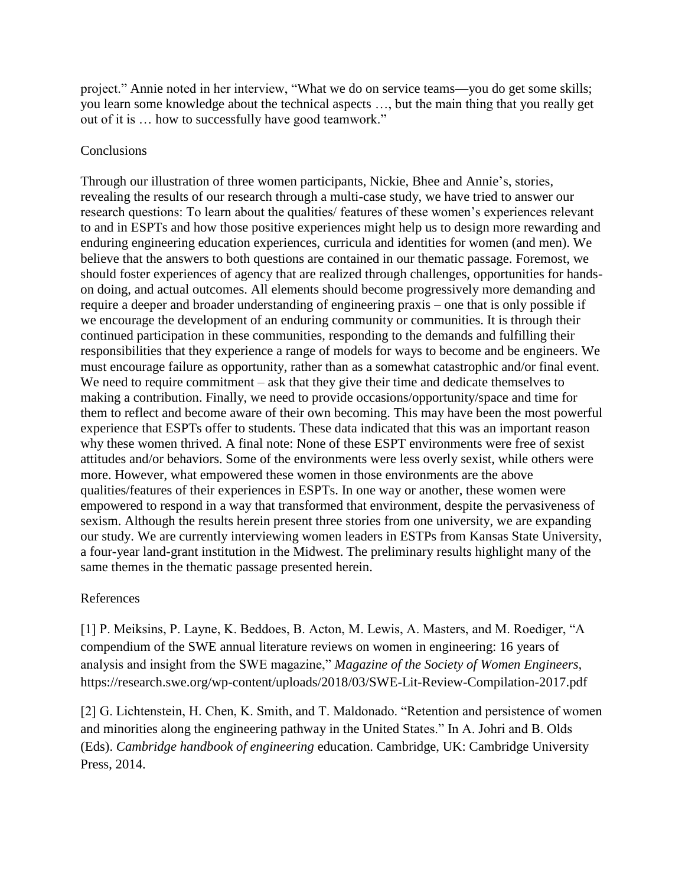project." Annie noted in her interview, "What we do on service teams—you do get some skills; you learn some knowledge about the technical aspects …, but the main thing that you really get out of it is … how to successfully have good teamwork."

## Conclusions

Through our illustration of three women participants, Nickie, Bhee and Annie's, stories, revealing the results of our research through a multi-case study, we have tried to answer our research questions: To learn about the qualities/ features of these women's experiences relevant to and in ESPTs and how those positive experiences might help us to design more rewarding and enduring engineering education experiences, curricula and identities for women (and men). We believe that the answers to both questions are contained in our thematic passage. Foremost, we should foster experiences of agency that are realized through challenges, opportunities for hands-on doing, and actual outcomes. All elements should become progressively more demanding and require a deeper and broader understanding of engineering praxis – one that is only possible if we encourage the development of an enduring community or communities. It is through their continued participation in these communities, responding to the demands and fulfilling their responsibilities that they experience a range of models for ways to become and be engineers. We must encourage failure as opportunity, rather than as a somewhat catastrophic and/or final event. We need to require commitment – ask that they give their time and dedicate themselves to making a contribution. Finally, we need to provide occasions/opportunity/space and time for them to reflect and become aware of their own becoming. This may have been the most powerful experience that ESPTs offer to students. These data indicated that this was an important reason why these women thrived. A final note: None of these ESPT environments were free of sexist attitudes and/or behaviors. Some of the environments were less overly sexist, while others were more. However, what empowered these women in those environments are the above qualities/features of their experiences in ESPTs. In one way or another, these women were empowered to respond in a way that transformed that environment, despite the pervasiveness of sexism. Although the results herein present three stories from one university, we are expanding our study. We are currently interviewing women leaders in ESTPs from Kansas State University, a four-year land-grant institution in the Midwest. The preliminary results highlight many of the same themes in the thematic passage presented herein.

## References

[1] P. Meiksins, P. Layne, K. Beddoes, B. Acton, M. Lewis, A. Masters, and M. Roediger, "A compendium of the SWE annual literature reviews on women in engineering: 16 years of analysis and insight from the SWE magazine," *Magazine of the Society of Women Engineers,* https://research.swe.org/wp-content/uploads/2018/03/SWE-Lit-Review-Compilation-2017.pdf

[2] G. Lichtenstein, H. Chen, K. Smith, and T. Maldonado. "Retention and persistence of women and minorities along the engineering pathway in the United States." In A. Johri and B. Olds (Eds). *Cambridge handbook of engineering* education. Cambridge, UK: Cambridge University Press, 2014.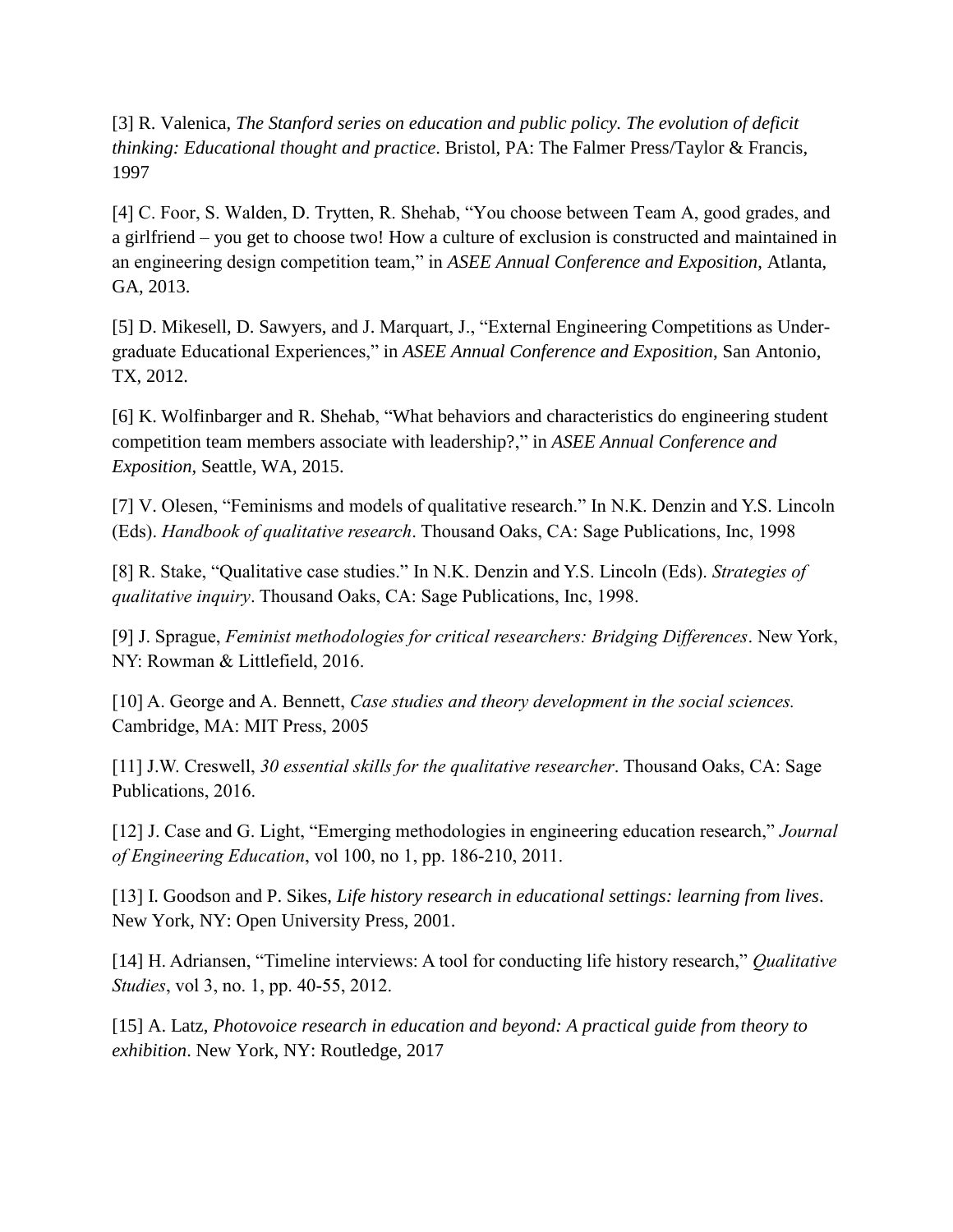[3] R. Valenica, *The Stanford series on education and public policy. The evolution of deficit thinking: Educational thought and practice*. Bristol, PA: The Falmer Press/Taylor & Francis, 1997

[4] C. Foor, S. Walden, D. Trytten, R. Shehab, "You choose between Team A, good grades, and a girlfriend – you get to choose two! How a culture of exclusion is constructed and maintained in an engineering design competition team," in *ASEE Annual Conference and Exposition*, Atlanta, GA, 2013.

[5] D. Mikesell, D. Sawyers, and J. Marquart, J., "External Engineering Competitions as Undergraduate Educational Experiences," in *ASEE Annual Conference and Exposition*, San Antonio, TX, 2012.

[6] K. Wolfinbarger and R. Shehab, "What behaviors and characteristics do engineering student competition team members associate with leadership?," in *ASEE Annual Conference and Exposition*, Seattle, WA, 2015.

[7] V. Olesen, "Feminisms and models of qualitative research." In N.K. Denzin and Y.S. Lincoln (Eds). *Handbook of qualitative research*. Thousand Oaks, CA: Sage Publications, Inc, 1998

[8] R. Stake, "Qualitative case studies." In N.K. Denzin and Y.S. Lincoln (Eds). *Strategies of qualitative inquiry*. Thousand Oaks, CA: Sage Publications, Inc, 1998.

[9] J. Sprague, *Feminist methodologies for critical researchers: Bridging Differences*. New York, NY: Rowman & Littlefield, 2016.

[10] A. George and A. Bennett, *Case studies and theory development in the social sciences.* Cambridge, MA: MIT Press, 2005

[11] J.W. Creswell, *30 essential skills for the qualitative researcher*. Thousand Oaks, CA: Sage Publications, 2016.

[12] J. Case and G. Light, "Emerging methodologies in engineering education research," *Journal of Engineering Education*, vol 100, no 1, pp. 186-210, 2011.

[13] I. Goodson and P. Sikes, *Life history research in educational settings: learning from lives*. New York, NY: Open University Press, 2001.

[14] H. Adriansen, "Timeline interviews: A tool for conducting life history research," *Qualitative Studies*, vol 3, no. 1, pp. 40-55, 2012.

[15] A. Latz, *Photovoice research in education and beyond: A practical guide from theory to exhibition*. New York, NY: Routledge, 2017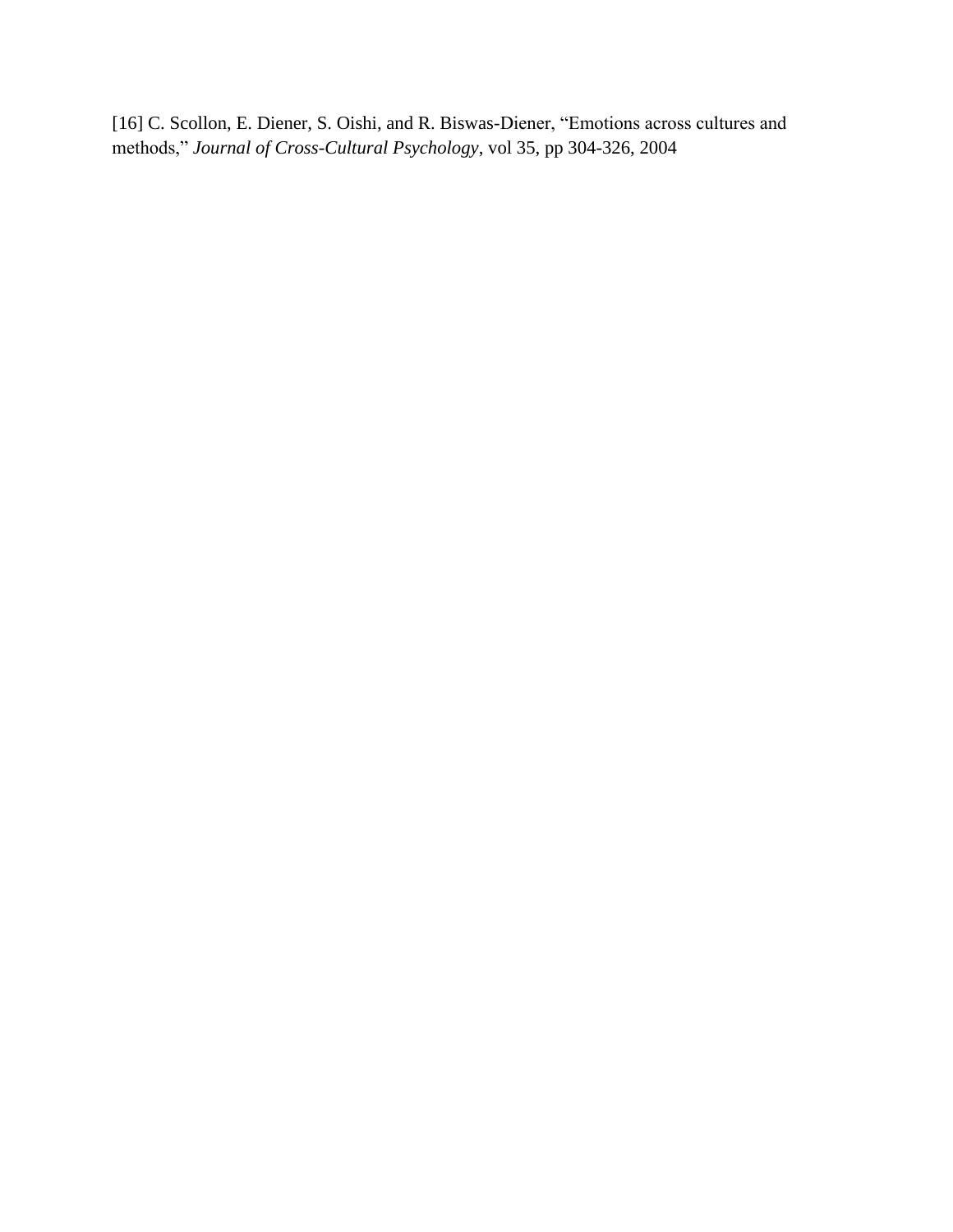[16] C. Scollon, E. Diener, S. Oishi, and R. Biswas-Diener, "Emotions across cultures and methods," *Journal of Cross-Cultural Psychology*, vol 35, pp 304-326, 2004